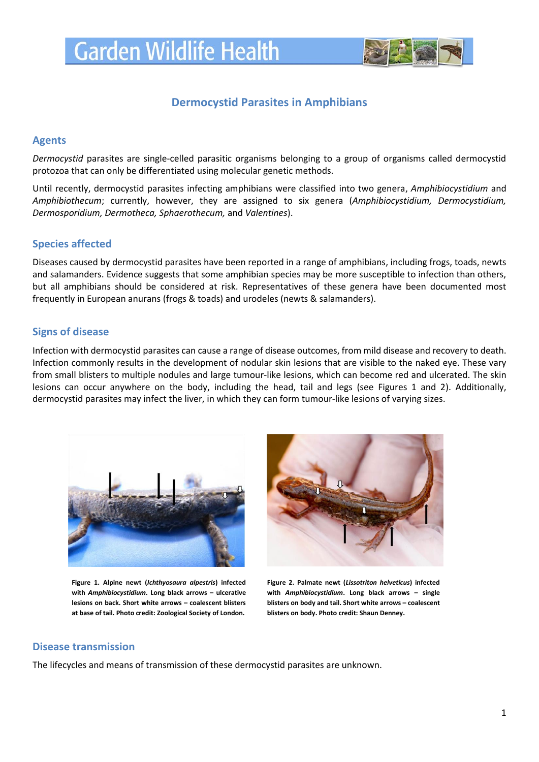# Garden Wildlife Health

## Dermocystid Parasites in Amphibians

### Agents

*Dermocystid* parasites are single-celled parasitic organisms belonging to a group of organisms called dermocystid protozoa that can only be differentiated using molecular genetic methods.

Until recently, dermocystid parasites infecting amphibians were classified into two genera, *Amphibiocystidium* and *Amphibiothecum*; currently, however, they are assigned to six genera (*Amphibiocystidium, Dermocystidium, Dermosporidium, Dermotheca, Sphaerothecum,* and *Valentines*).

### Species affected

Diseases caused by dermocystid parasites have been reported in a range of amphibians, including frogs, toads, newts and salamanders. Evidence suggests that some amphibian species may be more susceptible to infection than others, but all amphibians should be considered at risk. Representatives of these genera have been documented most frequently in European anurans (frogs & toads) and urodeles (newts & salamanders).

### Signs of disease

Infection with dermocystid parasites can cause a range of disease outcomes, from mild disease and recovery to death. Infection commonly results in the development of nodular skin lesions that are visible to the naked eye. These vary from small blisters to multiple nodules and large tumour-like lesions, which can become red and ulcerated. The skin lesions can occur anywhere on the body, including the head, tail and legs (see Figures 1 and 2). Additionally, dermocystid parasites may infect the liver, in which they can form tumour-like lesions of varying sizes.

**Figure 1. Alpine newt (*Ichthyosaura alpestris*) infected with *Amphibiocystidium*. Long black arrows – ulcerative lesions on back. Short white arrows – coalescent blisters at base of tail. Photo credit: Zoological Society of London.**

**Figure 2. Palmate newt (*Lissotriton helveticus*) infected with *Amphibiocystidium*. Long black arrows – single blisters on body and tail. Short white arrows – coalescent blisters on body. Photo credit: Shaun Denney.**

### Disease transmission

The lifecycles and means of transmission of these dermocystid parasites are unknown.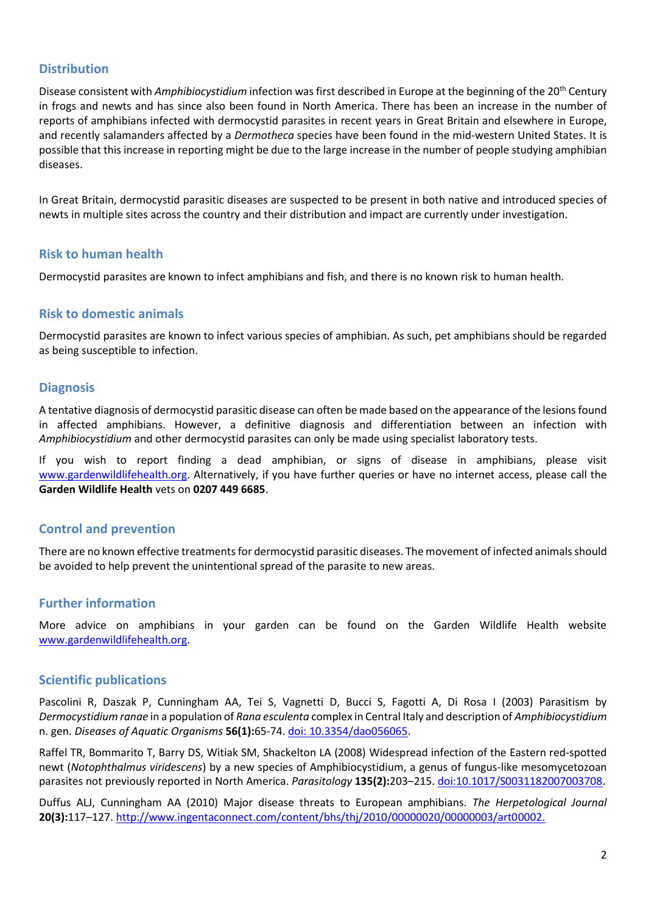## Distribution

Disease consistent with *Amphibiocystidium* infection was first described in Europe at the beginning of the 20th Century in frogs and newts and has since also been found in North America. There has been an increase in the number of reports of amphibians infected with dermocystid parasites in recent years in Great Britain and elsewhere in Europe, and recently salamanders affected by a *Dermotheca* species have been found in the mid-western United States. It is possible that this increase in reporting might be due to the large increase in the number of people studying amphibian diseases.

In Great Britain, dermocystid parasitic diseases are suspected to be present in both native and introduced species of newts in multiple sites across the country and their distribution and impact are currently under investigation.

## Risk to human health

Dermocystid parasites are known to infect amphibians and fish, and there is no known risk to human health.

## Risk to domestic animals

Dermocystid parasites are known to infect various species of amphibian. As such, pet amphibians should be regarded as being susceptible to infection.

## Diagnosis

A tentative diagnosis of dermocystid parasitic disease can often be made based on the appearance of the lesions found in affected amphibians. However, a definitive diagnosis and differentiation between an infection with *Amphibiocystidium* and other dermocystid parasites can only be made using specialist laboratory tests.

If you wish to report finding a dead amphibian, or signs of disease in amphibians, please visit www.gardenwildlifehealth.org. Alternatively, if you have further queries or have no internet access, please call the **Garden Wildlife Health** vets on **0207 449 6685**.

## Control and prevention

There are no known effective treatments for dermocystid parasitic diseases. The movement of infected animals should be avoided to help prevent the unintentional spread of the parasite to new areas.

## Further information

More advice on amphibians in your garden can be found on the Garden Wildlife Health website www.gardenwildlifehealth.org.

## Scientific publications

Pascolini R, Daszak P, Cunningham AA, Tei S, Vagnetti D, Bucci S, Fagotti A, Di Rosa I (2003) Parasitism by *Dermocystidium ranae* in a population of *Rana esculenta* complex in Central Italy and description of *Amphibiocystidium* n. gen. *Diseases of Aquatic Organisms* **56(1):**65-74. doi: 10.3354/dao056065.

Raffel TR, Bommarito T, Barry DS, Witiak SM, Shackelton LA (2008) Widespread infection of the Eastern red-spotted newt (*Notophthalmus viridescens*) by a new species of Amphibiocystidium, a genus of fungus-like mesomycetozoan parasites not previously reported in North America. *Parasitology* **135(2):**203–215. doi:10.1017/S0031182007003708.

Duffus ALJ, Cunningham AA (2010) Major disease threats to European amphibians. *The Herpetological Journal* **20(3):**117–127. http://www.ingentaconnect.com/content/bhs/thj/2010/00000020/00000003/art00002.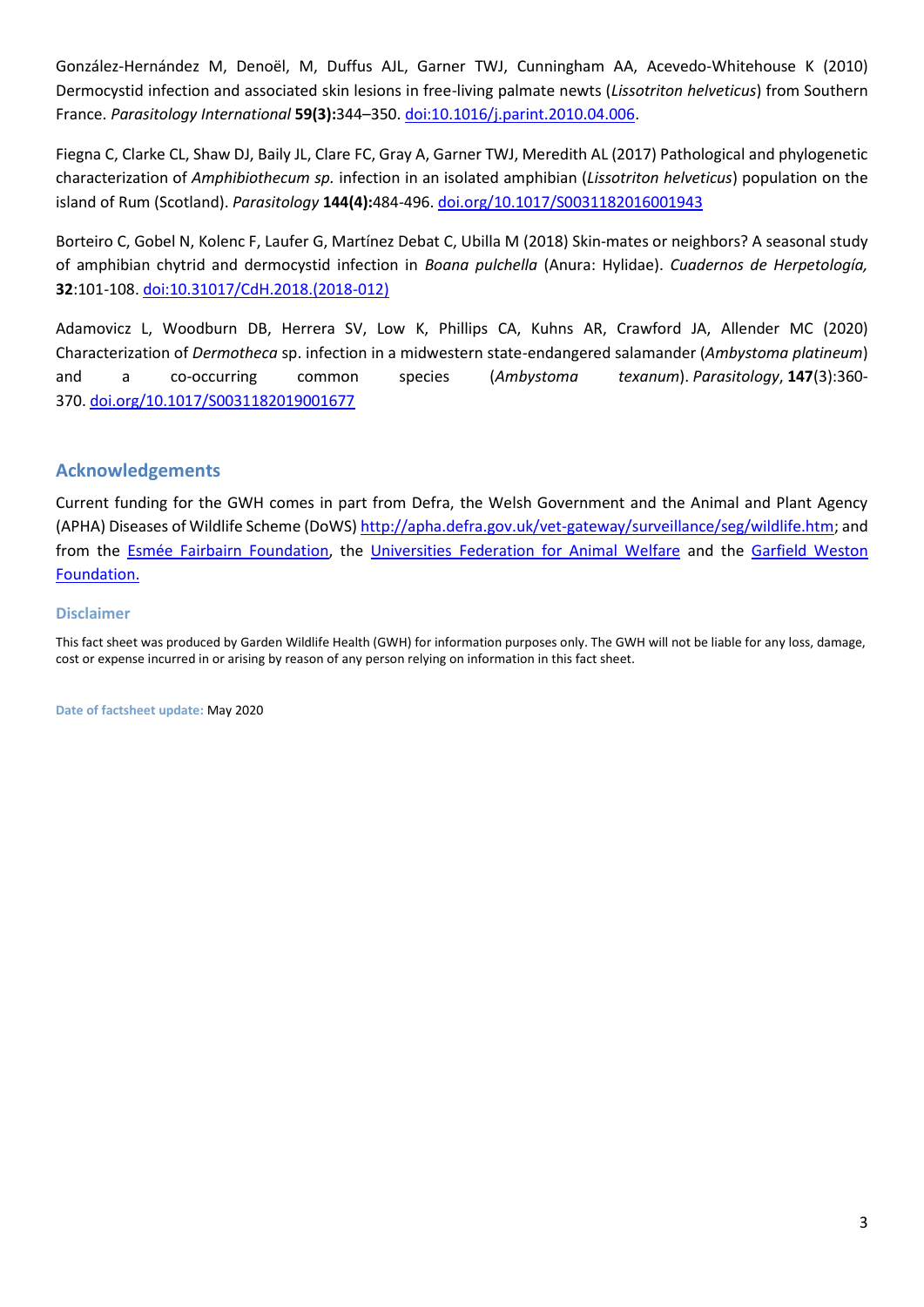González-Hernández M, Denoël, M, Duffus AJL, Garner TWJ, Cunningham AA, Acevedo-Whitehouse K (2010) Dermocystid infection and associated skin lesions in free-living palmate newts (*Lissotriton helveticus*) from Southern France. *Parasitology International* **59(3):**344–350. doi:10.1016/j.parint.2010.04.006.

Fiegna C, Clarke CL, Shaw DJ, Baily JL, Clare FC, Gray A, Garner TWJ, Meredith AL (2017) Pathological and phylogenetic characterization of *Amphibiothecum sp.* infection in an isolated amphibian (*Lissotriton helveticus*) population on the island of Rum (Scotland). *Parasitology* **144(4):**484-496. doi.org/10.1017/S0031182016001943

Borteiro C, Gobel N, Kolenc F, Laufer G, Martínez Debat C, Ubilla M (2018) Skin-mates or neighbors? A seasonal study of amphibian chytrid and dermocystid infection in *Boana pulchella* (Anura: Hylidae). *Cuadernos de Herpetología,* **32**:101-108. doi:10.31017/CdH.2018.(2018-012)

Adamovicz L, Woodburn DB, Herrera SV, Low K, Phillips CA, Kuhns AR, Crawford JA, Allender MC (2020) Characterization of *Dermotheca* sp. infection in a midwestern state-endangered salamander (*Ambystoma platineum*) and a co-occurring common species (*Ambystoma texanum*). *Parasitology*, **147**(3):360-370. doi.org/10.1017/S0031182019001677

## Acknowledgements

Current funding for the GWH comes in part from Defra, the Welsh Government and the Animal and Plant Agency (APHA) Diseases of Wildlife Scheme (DoWS) http://apha.defra.gov.uk/vet-gateway/surveillance/seg/wildlife.htm; and from the Esmée Fairbairn Foundation, the Universities Federation for Animal Welfare and the Garfield Weston Foundation.

### Disclaimer

This fact sheet was produced by Garden Wildlife Health (GWH) for information purposes only. The GWH will not be liable for any loss, damage, cost or expense incurred in or arising by reason of any person relying on information in this fact sheet.

**Date of factsheet update:** May 2020